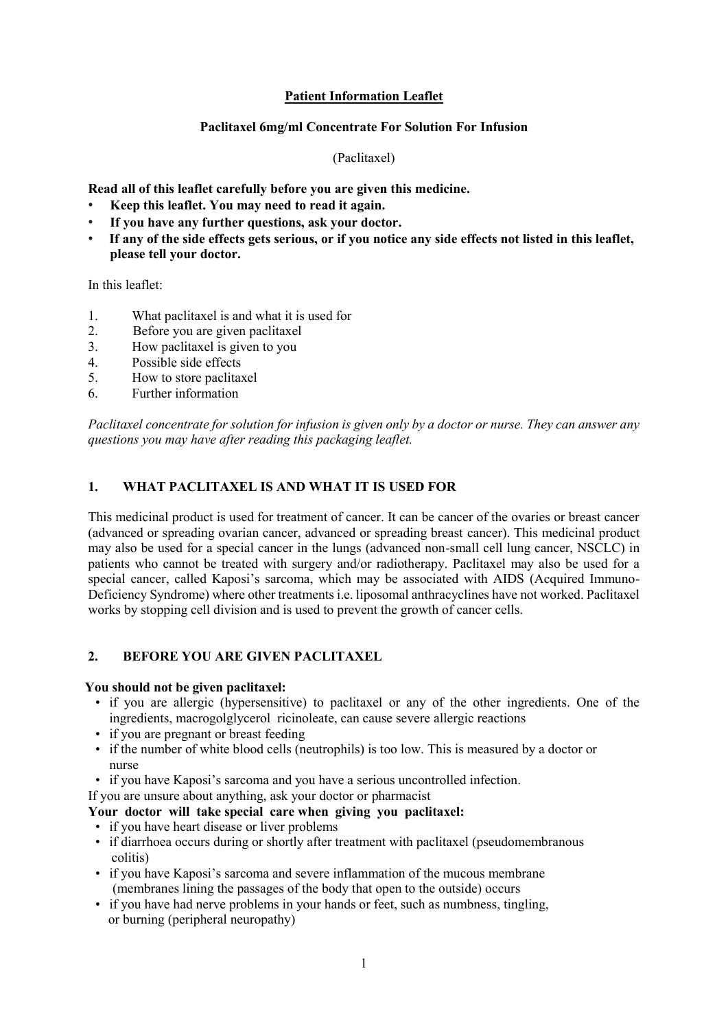# Patient Information Leaflet

## Paclitaxel 6mg/ml Concentrate For Solution For Infusion

(Paclitaxel)

**Read all of this leaflet carefully before you are given this medicine.**

- **Keep this leaflet. You may need to read it again.**
- **If you have any further questions, ask your doctor.**
- **If any of the side effects gets serious, or if you notice any side effects not listed in this leaflet, please tell your doctor.**

In this leaflet:

1. What paclitaxel is and what it is used for
2. Before you are given paclitaxel
3. How paclitaxel is given to you
4. Possible side effects
5. How to store paclitaxel
6. Further information

*Paclitaxel concentrate for solution for infusion is given only by a doctor or nurse. They can answer any questions you may have after reading this packaging leaflet.*

## 1. WHAT PACLITAXEL IS AND WHAT IT IS USED FOR

This medicinal product is used for treatment of cancer. It can be cancer of the ovaries or breast cancer (advanced or spreading ovarian cancer, advanced or spreading breast cancer). This medicinal product may also be used for a special cancer in the lungs (advanced non-small cell lung cancer, NSCLC) in patients who cannot be treated with surgery and/or radiotherapy. Paclitaxel may also be used for a special cancer, called Kaposi's sarcoma, which may be associated with AIDS (Acquired Immuno-Deficiency Syndrome) where other treatments i.e. liposomal anthracyclines have not worked. Paclitaxel works by stopping cell division and is used to prevent the growth of cancer cells.

## 2. BEFORE YOU ARE GIVEN PACLITAXEL

**You should not be given paclitaxel:**

- if you are allergic (hypersensitive) to paclitaxel or any of the other ingredients. One of the ingredients, macrogolglycerol ricinoleate, can cause severe allergic reactions
- if you are pregnant or breast feeding
- if the number of white blood cells (neutrophils) is too low. This is measured by a doctor or nurse
- if you have Kaposi's sarcoma and you have a serious uncontrolled infection.

If you are unsure about anything, ask your doctor or pharmacist

**Your doctor will take special care when giving you paclitaxel:**

- if you have heart disease or liver problems
- if diarrhoea occurs during or shortly after treatment with paclitaxel (pseudomembranous colitis)
- if you have Kaposi's sarcoma and severe inflammation of the mucous membrane (membranes lining the passages of the body that open to the outside) occurs
- if you have had nerve problems in your hands or feet, such as numbness, tingling, or burning (peripheral neuropathy)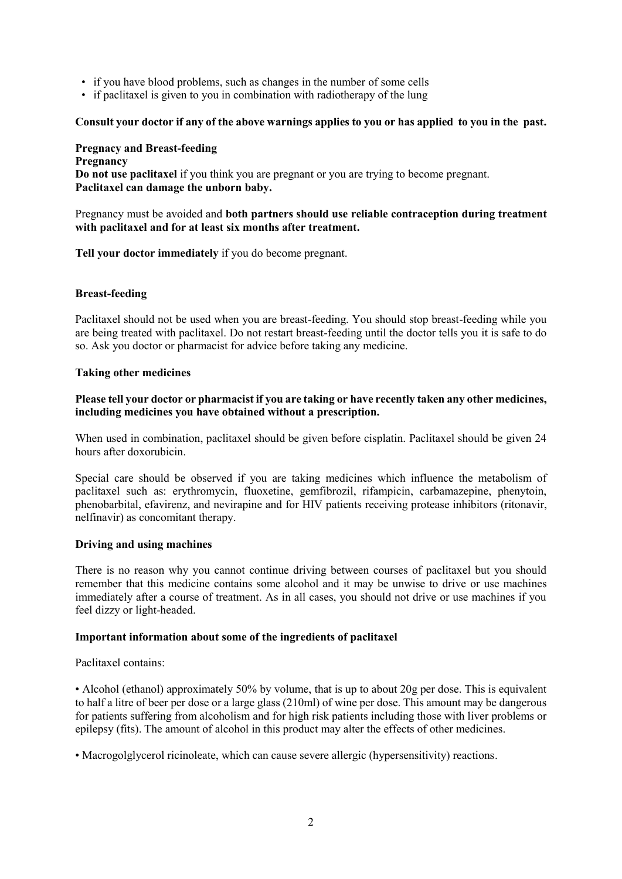- if you have blood problems, such as changes in the number of some cells
- if paclitaxel is given to you in combination with radiotherapy of the lung

**Consult your doctor if any of the above warnings applies to you or has applied to you in the past.**

**Pregnancy and Breast-feeding**

**Pregnancy**

**Do not use paclitaxel** if you think you are pregnant or you are trying to become pregnant.
**Paclitaxel can damage the unborn baby.**

Pregnancy must be avoided and **both partners should use reliable contraception during treatment with paclitaxel and for at least six months after treatment.**

**Tell your doctor immediately** if you do become pregnant.

**Breast-feeding**

Paclitaxel should not be used when you are breast-feeding. You should stop breast-feeding while you are being treated with paclitaxel. Do not restart breast-feeding until the doctor tells you it is safe to do so. Ask you doctor or pharmacist for advice before taking any medicine.

**Taking other medicines**

**Please tell your doctor or pharmacist if you are taking or have recently taken any other medicines, including medicines you have obtained without a prescription.**

When used in combination, paclitaxel should be given before cisplatin. Paclitaxel should be given 24 hours after doxorubicin.

Special care should be observed if you are taking medicines which influence the metabolism of paclitaxel such as: erythromycin, fluoxetine, gemfibrozil, rifampicin, carbamazepine, phenytoin, phenobarbital, efavirenz, and nevirapine and for HIV patients receiving protease inhibitors (ritonavir, nelfinavir) as concomitant therapy.

**Driving and using machines**

There is no reason why you cannot continue driving between courses of paclitaxel but you should remember that this medicine contains some alcohol and it may be unwise to drive or use machines immediately after a course of treatment. As in all cases, you should not drive or use machines if you feel dizzy or light-headed.

**Important information about some of the ingredients of paclitaxel**

Paclitaxel contains:

- Alcohol (ethanol) approximately 50% by volume, that is up to about 20g per dose. This is equivalent to half a litre of beer per dose or a large glass (210ml) of wine per dose. This amount may be dangerous for patients suffering from alcoholism and for high risk patients including those with liver problems or epilepsy (fits). The amount of alcohol in this product may alter the effects of other medicines.

- Macrogolglycerol ricinoleate, which can cause severe allergic (hypersensitivity) reactions.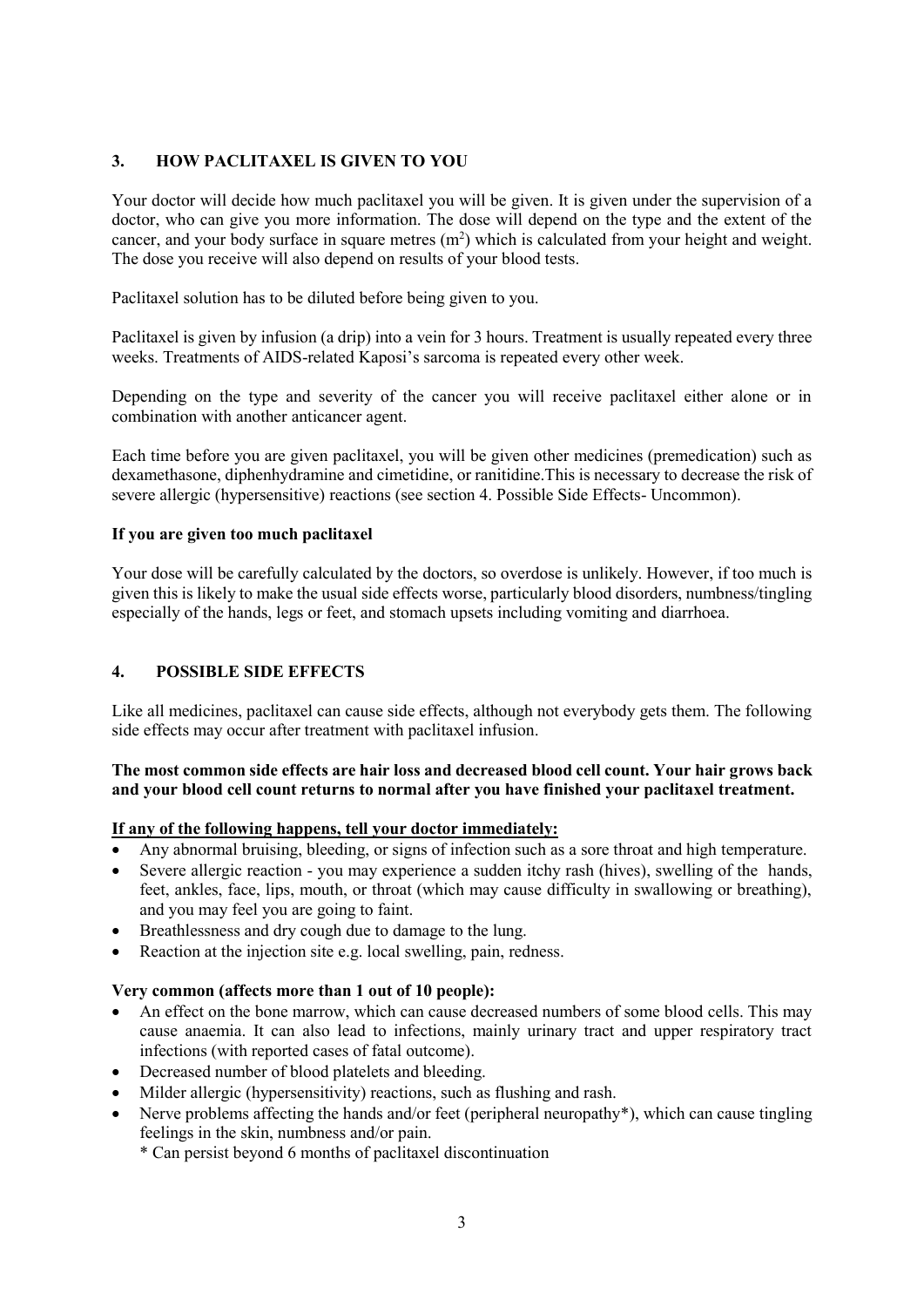## 3. HOW PACLITAXEL IS GIVEN TO YOU

Your doctor will decide how much paclitaxel you will be given. It is given under the supervision of a doctor, who can give you more information. The dose will depend on the type and the extent of the cancer, and your body surface in square metres ($m^2$) which is calculated from your height and weight. The dose you receive will also depend on results of your blood tests.

Paclitaxel solution has to be diluted before being given to you.

Paclitaxel is given by infusion (a drip) into a vein for 3 hours. Treatment is usually repeated every three weeks. Treatments of AIDS-related Kaposi's sarcoma is repeated every other week.

Depending on the type and severity of the cancer you will receive paclitaxel either alone or in combination with another anticancer agent.

Each time before you are given paclitaxel, you will be given other medicines (premedication) such as dexamethasone, diphenhydramine and cimetidine, or ranitidine.This is necessary to decrease the risk of severe allergic (hypersensitive) reactions (see section 4. Possible Side Effects- Uncommon).

**If you are given too much paclitaxel**

Your dose will be carefully calculated by the doctors, so overdose is unlikely. However, if too much is given this is likely to make the usual side effects worse, particularly blood disorders, numbness/tingling especially of the hands, legs or feet, and stomach upsets including vomiting and diarrhoea.

## 4. POSSIBLE SIDE EFFECTS

Like all medicines, paclitaxel can cause side effects, although not everybody gets them. The following side effects may occur after treatment with paclitaxel infusion.

**The most common side effects are hair loss and decreased blood cell count. Your hair grows back and your blood cell count returns to normal after you have finished your paclitaxel treatment.**

**<u>If any of the following happens, tell your doctor immediately:</u>**

- Any abnormal bruising, bleeding, or signs of infection such as a sore throat and high temperature.
- Severe allergic reaction - you may experience a sudden itchy rash (hives), swelling of the hands, feet, ankles, face, lips, mouth, or throat (which may cause difficulty in swallowing or breathing), and you may feel you are going to faint.
- Breathlessness and dry cough due to damage to the lung.
- Reaction at the injection site e.g. local swelling, pain, redness.

**Very common (affects more than 1 out of 10 people):**

- An effect on the bone marrow, which can cause decreased numbers of some blood cells. This may cause anaemia. It can also lead to infections, mainly urinary tract and upper respiratory tract infections (with reported cases of fatal outcome).
- Decreased number of blood platelets and bleeding.
- Milder allergic (hypersensitivity) reactions, such as flushing and rash.
- Nerve problems affecting the hands and/or feet (peripheral neuropathy*), which can cause tingling feelings in the skin, numbness and/or pain.
  
  * Can persist beyond 6 months of paclitaxel discontinuation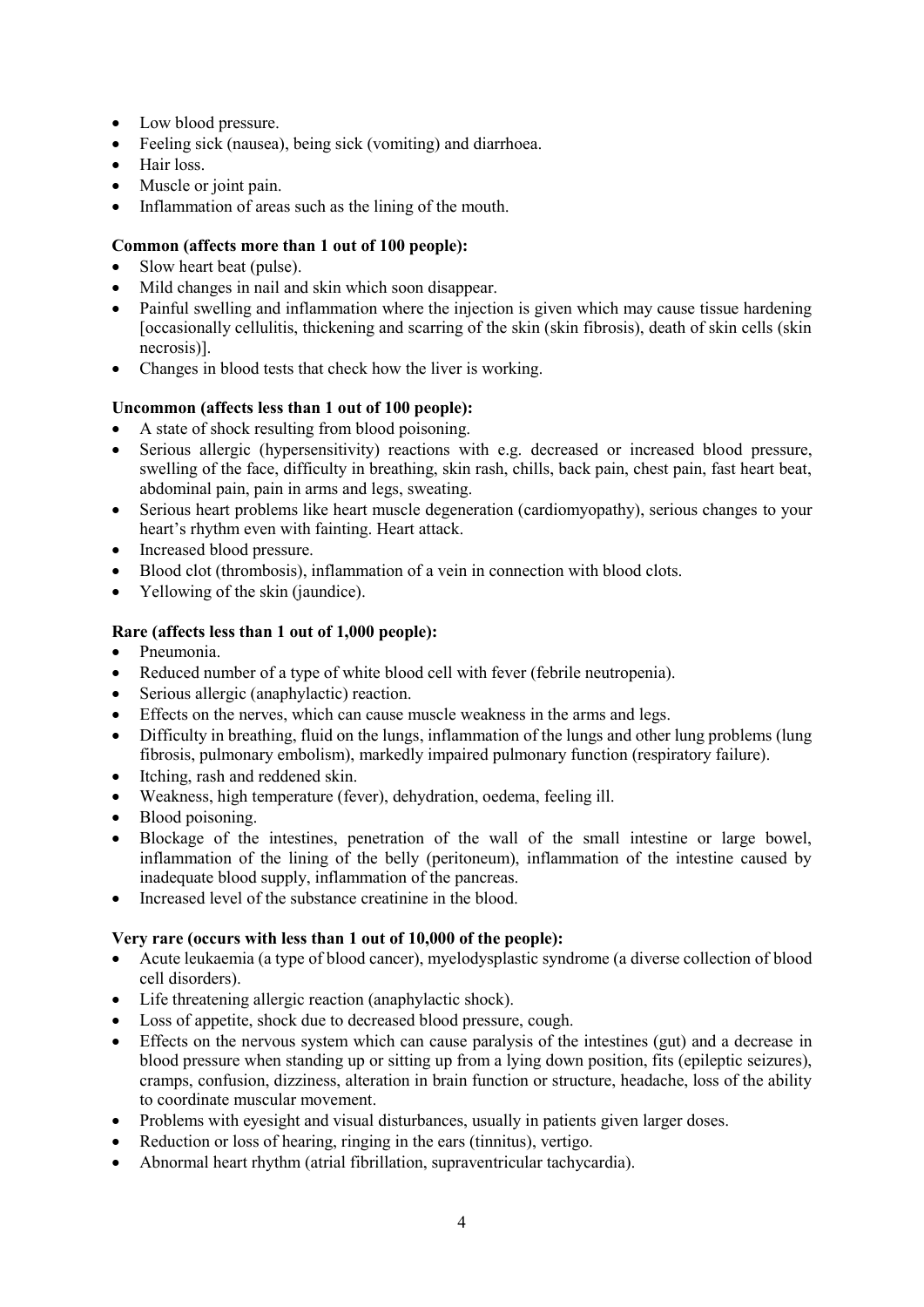- Low blood pressure.
- Feeling sick (nausea), being sick (vomiting) and diarrhoea.
- Hair loss.
- Muscle or joint pain.
- Inflammation of areas such as the lining of the mouth.

**Common (affects more than 1 out of 100 people):**

- Slow heart beat (pulse).
- Mild changes in nail and skin which soon disappear.
- Painful swelling and inflammation where the injection is given which may cause tissue hardening [occasionally cellulitis, thickening and scarring of the skin (skin fibrosis), death of skin cells (skin necrosis)].
- Changes in blood tests that check how the liver is working.

**Uncommon (affects less than 1 out of 100 people):**

- A state of shock resulting from blood poisoning.
- Serious allergic (hypersensitivity) reactions with e.g. decreased or increased blood pressure, swelling of the face, difficulty in breathing, skin rash, chills, back pain, chest pain, fast heart beat, abdominal pain, pain in arms and legs, sweating.
- Serious heart problems like heart muscle degeneration (cardiomyopathy), serious changes to your heart's rhythm even with fainting. Heart attack.
- Increased blood pressure.
- Blood clot (thrombosis), inflammation of a vein in connection with blood clots.
- Yellowing of the skin (jaundice).

**Rare (affects less than 1 out of 1,000 people):**

- Pneumonia.
- Reduced number of a type of white blood cell with fever (febrile neutropenia).
- Serious allergic (anaphylactic) reaction.
- Effects on the nerves, which can cause muscle weakness in the arms and legs.
- Difficulty in breathing, fluid on the lungs, inflammation of the lungs and other lung problems (lung fibrosis, pulmonary embolism), markedly impaired pulmonary function (respiratory failure).
- Itching, rash and reddened skin.
- Weakness, high temperature (fever), dehydration, oedema, feeling ill.
- Blood poisoning.
- Blockage of the intestines, penetration of the wall of the small intestine or large bowel, inflammation of the lining of the belly (peritoneum), inflammation of the intestine caused by inadequate blood supply, inflammation of the pancreas.
- Increased level of the substance creatinine in the blood.

**Very rare (occurs with less than 1 out of 10,000 of the people):**

- Acute leukaemia (a type of blood cancer), myelodysplastic syndrome (a diverse collection of blood cell disorders).
- Life threatening allergic reaction (anaphylactic shock).
- Loss of appetite, shock due to decreased blood pressure, cough.
- Effects on the nervous system which can cause paralysis of the intestines (gut) and a decrease in blood pressure when standing up or sitting up from a lying down position, fits (epileptic seizures), cramps, confusion, dizziness, alteration in brain function or structure, headache, loss of the ability to coordinate muscular movement.
- Problems with eyesight and visual disturbances, usually in patients given larger doses.
- Reduction or loss of hearing, ringing in the ears (tinnitus), vertigo.
- Abnormal heart rhythm (atrial fibrillation, supraventricular tachycardia).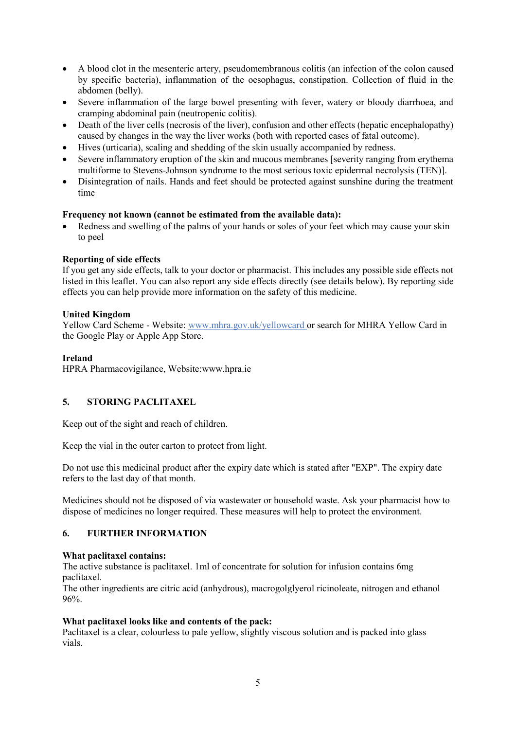- A blood clot in the mesenteric artery, pseudomembranous colitis (an infection of the colon caused by specific bacteria), inflammation of the oesophagus, constipation. Collection of fluid in the abdomen (belly).
- Severe inflammation of the large bowel presenting with fever, watery or bloody diarrhoea, and cramping abdominal pain (neutropenic colitis).
- Death of the liver cells (necrosis of the liver), confusion and other effects (hepatic encephalopathy) caused by changes in the way the liver works (both with reported cases of fatal outcome).
- Hives (urticaria), scaling and shedding of the skin usually accompanied by redness.
- Severe inflammatory eruption of the skin and mucous membranes [severity ranging from erythema multiforme to Stevens-Johnson syndrome to the most serious toxic epidermal necrolysis (TEN)].
- Disintegration of nails. Hands and feet should be protected against sunshine during the treatment time

**Frequency not known (cannot be estimated from the available data):**

- Redness and swelling of the palms of your hands or soles of your feet which may cause your skin to peel

**Reporting of side effects**

If you get any side effects, talk to your doctor or pharmacist. This includes any possible side effects not listed in this leaflet. You can also report any side effects directly (see details below). By reporting side effects you can help provide more information on the safety of this medicine.

**United Kingdom**

Yellow Card Scheme - Website: www.mhra.gov.uk/yellowcard or search for MHRA Yellow Card in the Google Play or Apple App Store.

**Ireland**

HPRA Pharmacovigilance, Website:www.hpra.ie

## 5. STORING PACLITAXEL

Keep out of the sight and reach of children.

Keep the vial in the outer carton to protect from light.

Do not use this medicinal product after the expiry date which is stated after "EXP". The expiry date refers to the last day of that month.

Medicines should not be disposed of via wastewater or household waste. Ask your pharmacist how to dispose of medicines no longer required. These measures will help to protect the environment.

## 6. FURTHER INFORMATION

**What paclitaxel contains:**

The active substance is paclitaxel. 1ml of concentrate for solution for infusion contains 6mg paclitaxel.

The other ingredients are citric acid (anhydrous), macrogolglyerol ricinoleate, nitrogen and ethanol 96%.

**What paclitaxel looks like and contents of the pack:**

Paclitaxel is a clear, colourless to pale yellow, slightly viscous solution and is packed into glass vials.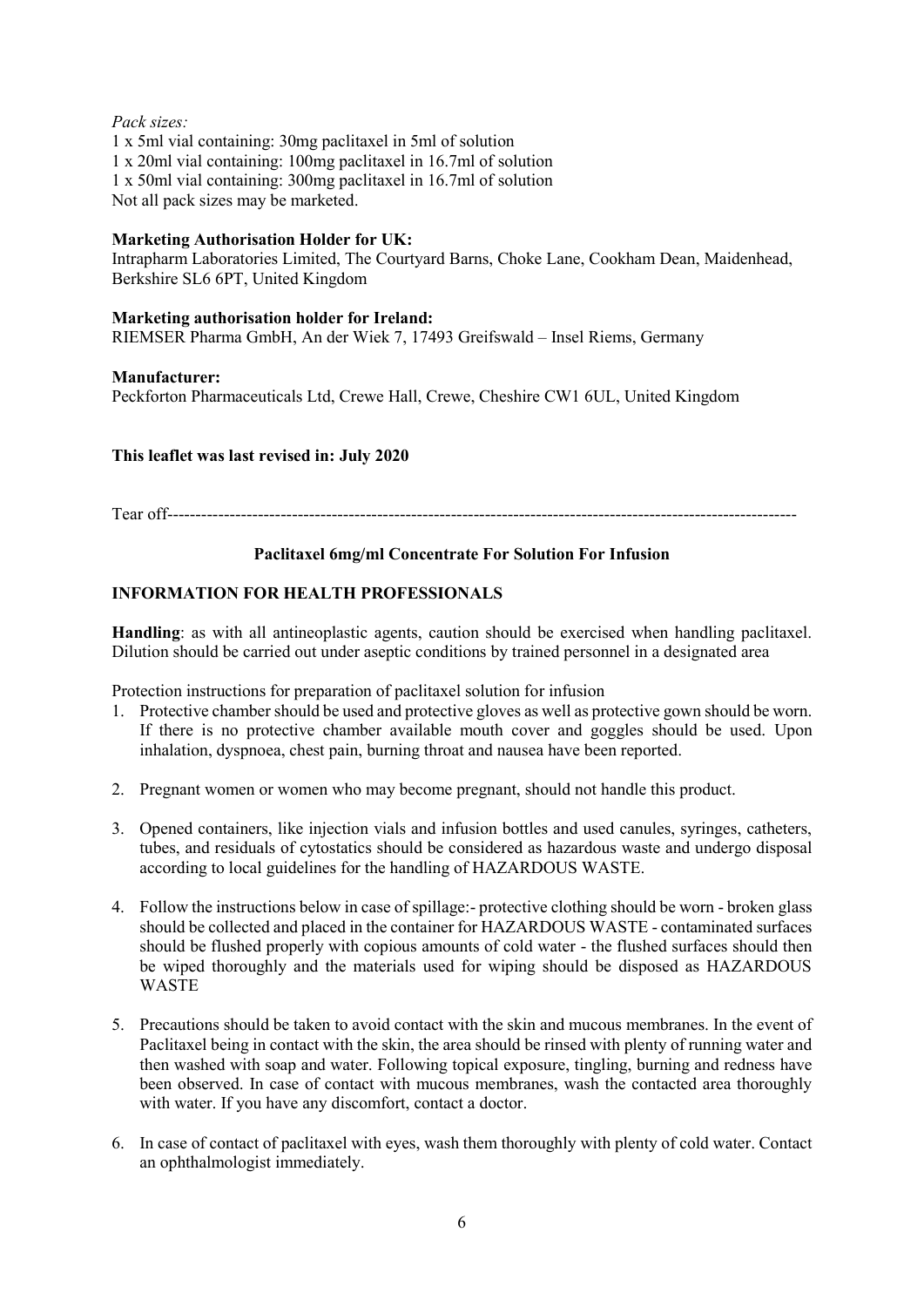*Pack sizes:*

1 x 5ml vial containing: 30mg paclitaxel in 5ml of solution
1 x 20ml vial containing: 100mg paclitaxel in 16.7ml of solution
1 x 50ml vial containing: 300mg paclitaxel in 16.7ml of solution
Not all pack sizes may be marketed.

**Marketing Authorisation Holder for UK:**
Intrapharm Laboratories Limited, The Courtyard Barns, Choke Lane, Cookham Dean, Maidenhead, Berkshire SL6 6PT, United Kingdom

**Marketing authorisation holder for Ireland:**
RIEMSER Pharma GmbH, An der Wiek 7, 17493 Greifswald – Insel Riems, Germany

**Manufacturer:**
Peckforton Pharmaceuticals Ltd, Crewe Hall, Crewe, Cheshire CW1 6UL, United Kingdom

**This leaflet was last revised in: July 2020**

Tear off--------------------------------------------------------------------------------------------------------------

**Paclitaxel 6mg/ml Concentrate For Solution For Infusion**

**INFORMATION FOR HEALTH PROFESSIONALS**

**Handling**: as with all antineoplastic agents, caution should be exercised when handling paclitaxel. Dilution should be carried out under aseptic conditions by trained personnel in a designated area

Protection instructions for preparation of paclitaxel solution for infusion

1. Protective chamber should be used and protective gloves as well as protective gown should be worn. If there is no protective chamber available mouth cover and goggles should be used. Upon inhalation, dyspnoea, chest pain, burning throat and nausea have been reported.

2. Pregnant women or women who may become pregnant, should not handle this product.

3. Opened containers, like injection vials and infusion bottles and used canules, syringes, catheters, tubes, and residuals of cytostatics should be considered as hazardous waste and undergo disposal according to local guidelines for the handling of HAZARDOUS WASTE.

4. Follow the instructions below in case of spillage:- protective clothing should be worn - broken glass should be collected and placed in the container for HAZARDOUS WASTE - contaminated surfaces should be flushed properly with copious amounts of cold water - the flushed surfaces should then be wiped thoroughly and the materials used for wiping should be disposed as HAZARDOUS WASTE

5. Precautions should be taken to avoid contact with the skin and mucous membranes. In the event of Paclitaxel being in contact with the skin, the area should be rinsed with plenty of running water and then washed with soap and water. Following topical exposure, tingling, burning and redness have been observed. In case of contact with mucous membranes, wash the contacted area thoroughly with water. If you have any discomfort, contact a doctor.

6. In case of contact of paclitaxel with eyes, wash them thoroughly with plenty of cold water. Contact an ophthalmologist immediately.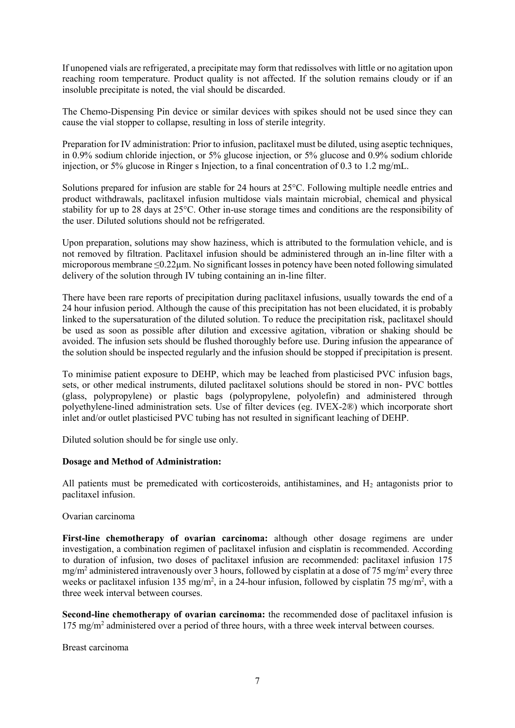If unopened vials are refrigerated, a precipitate may form that redissolves with little or no agitation upon reaching room temperature. Product quality is not affected. If the solution remains cloudy or if an insoluble precipitate is noted, the vial should be discarded.

The Chemo-Dispensing Pin device or similar devices with spikes should not be used since they can cause the vial stopper to collapse, resulting in loss of sterile integrity.

Preparation for IV administration: Prior to infusion, paclitaxel must be diluted, using aseptic techniques, in 0.9% sodium chloride injection, or 5% glucose injection, or 5% glucose and 0.9% sodium chloride injection, or 5% glucose in Ringer s Injection, to a final concentration of 0.3 to 1.2 mg/mL.

Solutions prepared for infusion are stable for 24 hours at 25°C. Following multiple needle entries and product withdrawals, paclitaxel infusion multidose vials maintain microbial, chemical and physical stability for up to 28 days at 25°C. Other in-use storage times and conditions are the responsibility of the user. Diluted solutions should not be refrigerated.

Upon preparation, solutions may show haziness, which is attributed to the formulation vehicle, and is not removed by filtration. Paclitaxel infusion should be administered through an in-line filter with a microporous membrane ≤0.22µm. No significant losses in potency have been noted following simulated delivery of the solution through IV tubing containing an in-line filter.

There have been rare reports of precipitation during paclitaxel infusions, usually towards the end of a 24 hour infusion period. Although the cause of this precipitation has not been elucidated, it is probably linked to the supersaturation of the diluted solution. To reduce the precipitation risk, paclitaxel should be used as soon as possible after dilution and excessive agitation, vibration or shaking should be avoided. The infusion sets should be flushed thoroughly before use. During infusion the appearance of the solution should be inspected regularly and the infusion should be stopped if precipitation is present.

To minimise patient exposure to DEHP, which may be leached from plasticised PVC infusion bags, sets, or other medical instruments, diluted paclitaxel solutions should be stored in non- PVC bottles (glass, polypropylene) or plastic bags (polypropylene, polyolefin) and administered through polyethylene-lined administration sets. Use of filter devices (eg. IVEX-2®) which incorporate short inlet and/or outlet plasticised PVC tubing has not resulted in significant leaching of DEHP.

Diluted solution should be for single use only.

**Dosage and Method of Administration:**

All patients must be premedicated with corticosteroids, antihistamines, and $H_2$ antagonists prior to paclitaxel infusion.

Ovarian carcinoma

**First-line chemotherapy of ovarian carcinoma:** although other dosage regimens are under investigation, a combination regimen of paclitaxel infusion and cisplatin is recommended. According to duration of infusion, two doses of paclitaxel infusion are recommended: paclitaxel infusion 175 $mg/m^2$ administered intravenously over 3 hours, followed by cisplatin at a dose of 75 $mg/m^2$ every three weeks or paclitaxel infusion 135 $mg/m^2$, in a 24-hour infusion, followed by cisplatin 75 $mg/m^2$, with a three week interval between courses.

**Second-line chemotherapy of ovarian carcinoma:** the recommended dose of paclitaxel infusion is 175 $mg/m^2$ administered over a period of three hours, with a three week interval between courses.

Breast carcinoma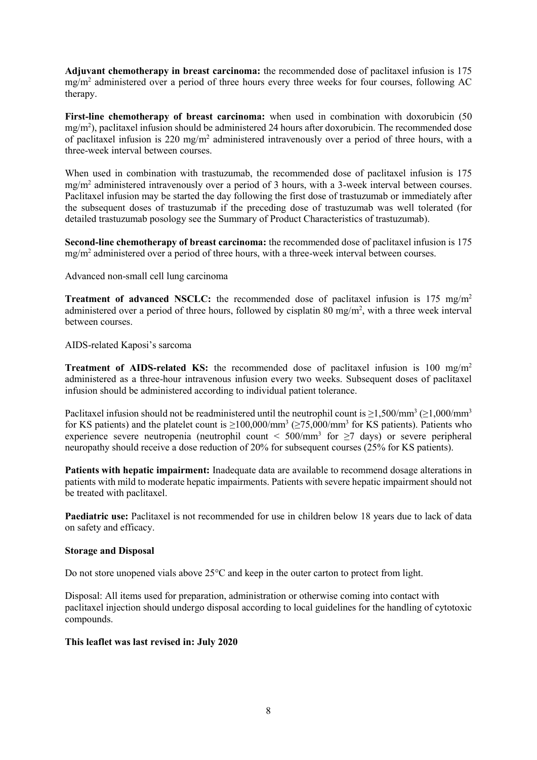**Adjuvant chemotherapy in breast carcinoma:** the recommended dose of paclitaxel infusion is 175 $mg/m^2$ administered over a period of three hours every three weeks for four courses, following AC therapy.

**First-line chemotherapy of breast carcinoma:** when used in combination with doxorubicin (50 $mg/m^2$), paclitaxel infusion should be administered 24 hours after doxorubicin. The recommended dose of paclitaxel infusion is 220 $mg/m^2$ administered intravenously over a period of three hours, with a three-week interval between courses.

When used in combination with trastuzumab, the recommended dose of paclitaxel infusion is 175 $mg/m^2$ administered intravenously over a period of 3 hours, with a 3-week interval between courses. Paclitaxel infusion may be started the day following the first dose of trastuzumab or immediately after the subsequent doses of trastuzumab if the preceding dose of trastuzumab was well tolerated (for detailed trastuzumab posology see the Summary of Product Characteristics of trastuzumab).

**Second-line chemotherapy of breast carcinoma:** the recommended dose of paclitaxel infusion is 175 $mg/m^2$ administered over a period of three hours, with a three-week interval between courses.

Advanced non-small cell lung carcinoma

**Treatment of advanced NSCLC:** the recommended dose of paclitaxel infusion is 175 $mg/m^2$ administered over a period of three hours, followed by cisplatin 80 $mg/m^2$, with a three week interval between courses.

AIDS-related Kaposi's sarcoma

**Treatment of AIDS-related KS:** the recommended dose of paclitaxel infusion is 100 $mg/m^2$ administered as a three-hour intravenous infusion every two weeks. Subsequent doses of paclitaxel infusion should be administered according to individual patient tolerance.

Paclitaxel infusion should not be readministered until the neutrophil count is $\geq 1{,}500/mm^3$ ($\geq 1{,}000/mm^3$ for KS patients) and the platelet count is $\geq 100{,}000/mm^3$ ($\geq 75{,}000/mm^3$ for KS patients). Patients who experience severe neutropenia (neutrophil count $< 500/mm^3$ for $\geq 7$ days) or severe peripheral neuropathy should receive a dose reduction of 20% for subsequent courses (25% for KS patients).

**Patients with hepatic impairment:** Inadequate data are available to recommend dosage alterations in patients with mild to moderate hepatic impairments. Patients with severe hepatic impairment should not be treated with paclitaxel.

**Paediatric use:** Paclitaxel is not recommended for use in children below 18 years due to lack of data on safety and efficacy.

**Storage and Disposal**

Do not store unopened vials above 25°C and keep in the outer carton to protect from light.

Disposal: All items used for preparation, administration or otherwise coming into contact with paclitaxel injection should undergo disposal according to local guidelines for the handling of cytotoxic compounds.

**This leaflet was last revised in: July 2020**